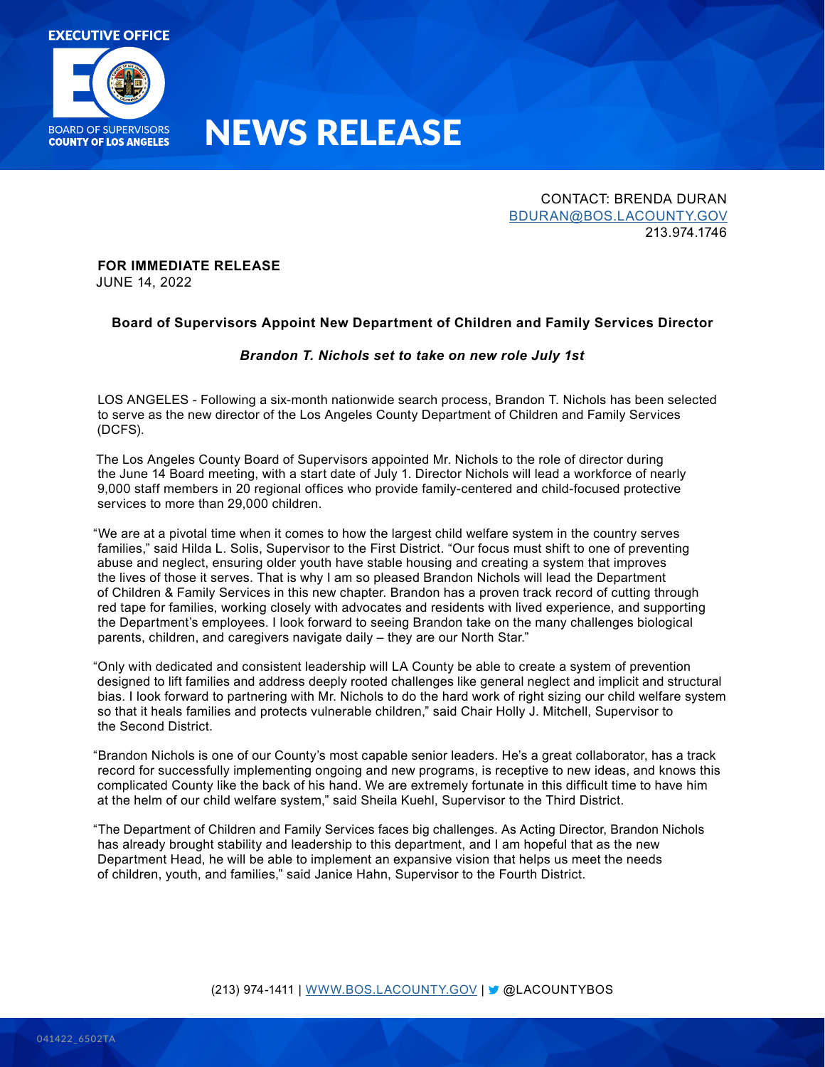EXECUTIVE OFFICE

BOARD OF SUPERVISORS
COUNTY OF LOS ANGELES

# NEWS RELEASE

CONTACT: BRENDA DURAN
BDURAN@BOS.LACOUNTY.GOV
213.974.1746

**FOR IMMEDIATE RELEASE**
JUNE 14, 2022

## Board of Supervisors Appoint New Department of Children and Family Services Director

***Brandon T. Nichols set to take on new role July 1st***

LOS ANGELES - Following a six-month nationwide search process, Brandon T. Nichols has been selected to serve as the new director of the Los Angeles County Department of Children and Family Services (DCFS).

The Los Angeles County Board of Supervisors appointed Mr. Nichols to the role of director during the June 14 Board meeting, with a start date of July 1. Director Nichols will lead a workforce of nearly 9,000 staff members in 20 regional offices who provide family-centered and child-focused protective services to more than 29,000 children.

"We are at a pivotal time when it comes to how the largest child welfare system in the country serves families," said Hilda L. Solis, Supervisor to the First District. "Our focus must shift to one of preventing abuse and neglect, ensuring older youth have stable housing and creating a system that improves the lives of those it serves. That is why I am so pleased Brandon Nichols will lead the Department of Children & Family Services in this new chapter. Brandon has a proven track record of cutting through red tape for families, working closely with advocates and residents with lived experience, and supporting the Department's employees. I look forward to seeing Brandon take on the many challenges biological parents, children, and caregivers navigate daily – they are our North Star."

"Only with dedicated and consistent leadership will LA County be able to create a system of prevention designed to lift families and address deeply rooted challenges like general neglect and implicit and structural bias. I look forward to partnering with Mr. Nichols to do the hard work of right sizing our child welfare system so that it heals families and protects vulnerable children," said Chair Holly J. Mitchell, Supervisor to the Second District.

"Brandon Nichols is one of our County's most capable senior leaders. He's a great collaborator, has a track record for successfully implementing ongoing and new programs, is receptive to new ideas, and knows this complicated County like the back of his hand. We are extremely fortunate in this difficult time to have him at the helm of our child welfare system," said Sheila Kuehl, Supervisor to the Third District.

"The Department of Children and Family Services faces big challenges. As Acting Director, Brandon Nichols has already brought stability and leadership to this department, and I am hopeful that as the new Department Head, he will be able to implement an expansive vision that helps us meet the needs of children, youth, and families," said Janice Hahn, Supervisor to the Fourth District.

(213) 974-1411 | WWW.BOS.LACOUNTY.GOV | @LACOUNTYBOS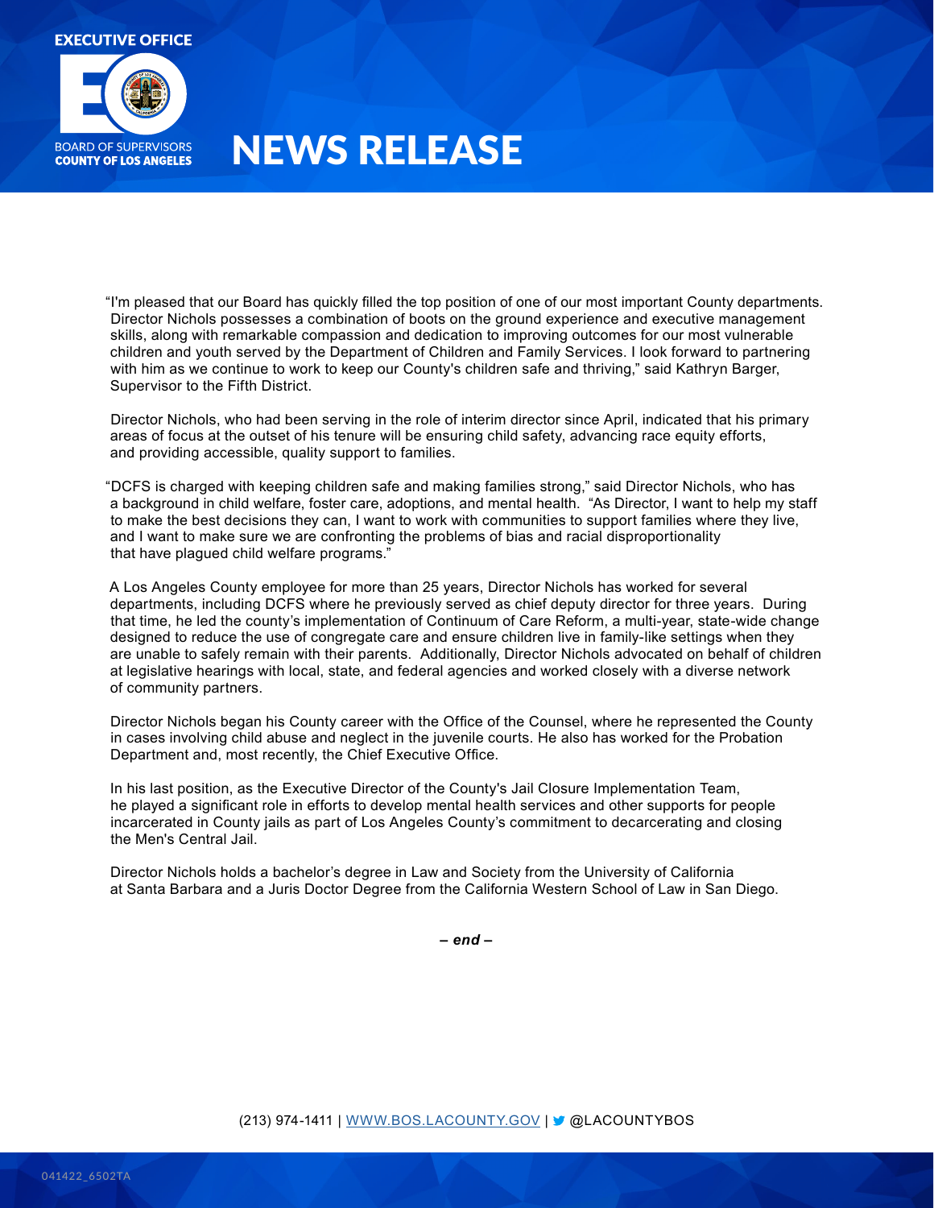"I'm pleased that our Board has quickly filled the top position of one of our most important County departments. Director Nichols possesses a combination of boots on the ground experience and executive management skills, along with remarkable compassion and dedication to improving outcomes for our most vulnerable children and youth served by the Department of Children and Family Services. I look forward to partnering with him as we continue to work to keep our County's children safe and thriving," said Kathryn Barger, Supervisor to the Fifth District.

Director Nichols, who had been serving in the role of interim director since April, indicated that his primary areas of focus at the outset of his tenure will be ensuring child safety, advancing race equity efforts, and providing accessible, quality support to families.

"DCFS is charged with keeping children safe and making families strong," said Director Nichols, who has a background in child welfare, foster care, adoptions, and mental health. "As Director, I want to help my staff to make the best decisions they can, I want to work with communities to support families where they live, and I want to make sure we are confronting the problems of bias and racial disproportionality that have plagued child welfare programs."

A Los Angeles County employee for more than 25 years, Director Nichols has worked for several departments, including DCFS where he previously served as chief deputy director for three years. During that time, he led the county's implementation of Continuum of Care Reform, a multi-year, state-wide change designed to reduce the use of congregate care and ensure children live in family-like settings when they are unable to safely remain with their parents. Additionally, Director Nichols advocated on behalf of children at legislative hearings with local, state, and federal agencies and worked closely with a diverse network of community partners.

Director Nichols began his County career with the Office of the Counsel, where he represented the County in cases involving child abuse and neglect in the juvenile courts. He also has worked for the Probation Department and, most recently, the Chief Executive Office.

In his last position, as the Executive Director of the County's Jail Closure Implementation Team, he played a significant role in efforts to develop mental health services and other supports for people incarcerated in County jails as part of Los Angeles County's commitment to decarcerating and closing the Men's Central Jail.

Director Nichols holds a bachelor's degree in Law and Society from the University of California at Santa Barbara and a Juris Doctor Degree from the California Western School of Law in San Diego.

***– end –***